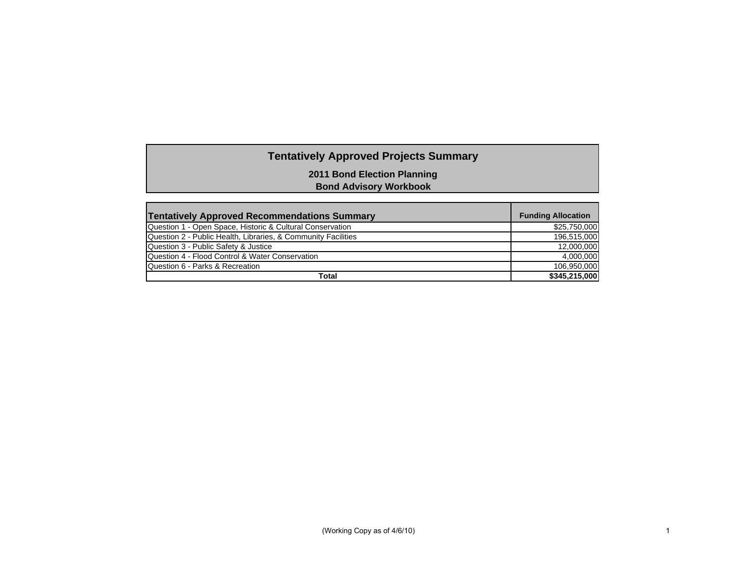# Tentatively Approved Projects Summary

**2011 Bond Election Planning**
**Bond Advisory Workbook**

| Tentatively Approved Recommendations Summary | Funding Allocation |
|---|---|
| Question 1 - Open Space, Historic & Cultural Conservation | $25,750,000 |
| Question 2 - Public Health, Libraries, & Community Facilities | 196,515,000 |
| Question 3 - Public Safety & Justice | 12,000,000 |
| Question 4 - Flood Control & Water Conservation | 4,000,000 |
| Question 6 - Parks & Recreation | 106,950,000 |
| **Total** | **$345,215,000** |

(Working Copy as of 4/6/10)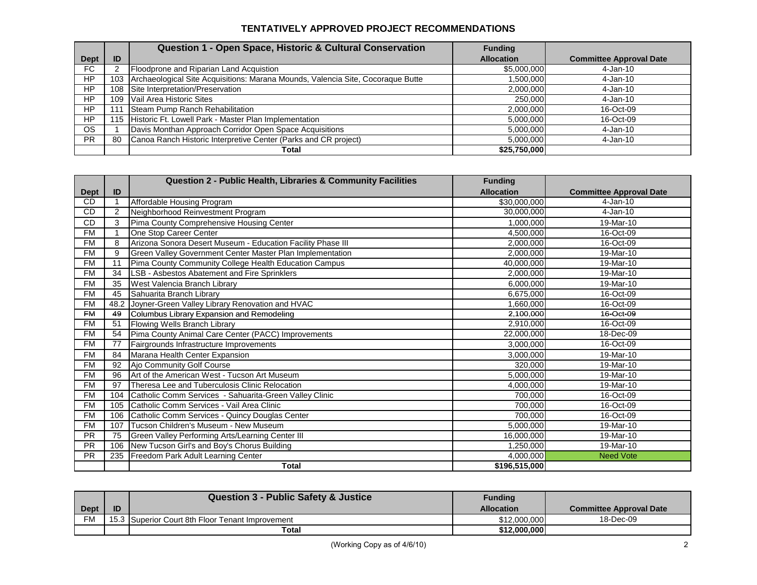# TENTATIVELY APPROVED PROJECT RECOMMENDATIONS

| Dept | ID | Question 1 - Open Space, Historic & Cultural Conservation | Funding Allocation | Committee Approval Date |
|---|---|---|---|---|
| FC | 2 | Floodprone and Riparian Land Acquistion | $5,000,000 | 4-Jan-10 |
| HP | 103 | Archaeological Site Acquisitions: Marana Mounds, Valencia Site, Cocoraque Butte | 1,500,000 | 4-Jan-10 |
| HP | 108 | Site Interpretation/Preservation | 2,000,000 | 4-Jan-10 |
| HP | 109 | Vail Area Historic Sites | 250,000 | 4-Jan-10 |
| HP | 111 | Steam Pump Ranch Rehabilitation | 2,000,000 | 16-Oct-09 |
| HP | 115 | Historic Ft. Lowell Park - Master Plan Implementation | 5,000,000 | 16-Oct-09 |
| OS | 1 | Davis Monthan Approach Corridor Open Space Acquisitions | 5,000,000 | 4-Jan-10 |
| PR | 80 | Canoa Ranch Historic Interpretive Center (Parks and CR project) | 5,000,000 | 4-Jan-10 |
| | | **Total** | **$25,750,000** | |

| Dept | ID | Question 2 - Public Health, Libraries & Community Facilities | Funding Allocation | Committee Approval Date |
|---|---|---|---|---|
| CD | 1 | Affordable Housing Program | $30,000,000 | 4-Jan-10 |
| CD | 2 | Neighborhood Reinvestment Program | 30,000,000 | 4-Jan-10 |
| CD | 3 | Pima County Comprehensive Housing Center | 1,000,000 | 19-Mar-10 |
| FM | 1 | One Stop Career Center | 4,500,000 | 16-Oct-09 |
| FM | 8 | Arizona Sonora Desert Museum - Education Facility Phase III | 2,000,000 | 16-Oct-09 |
| FM | 9 | Green Valley Government Center Master Plan Implementation | 2,000,000 | 19-Mar-10 |
| FM | 11 | Pima County Community College Health Education Campus | 40,000,000 | 19-Mar-10 |
| FM | 34 | LSB - Asbestos Abatement and Fire Sprinklers | 2,000,000 | 19-Mar-10 |
| FM | 35 | West Valencia Branch Library | 6,000,000 | 19-Mar-10 |
| FM | 45 | Sahuarita Branch Library | 6,675,000 | 16-Oct-09 |
| FM | 48.2 | Joyner-Green Valley Library Renovation and HVAC | 1,660,000 | 16-Oct-09 |
| FM | 49 | Columbus Library Expansion and Remodeling | 2,100,000 | 16-Oct-09 |
| FM | 51 | Flowing Wells Branch Library | 2,910,000 | 16-Oct-09 |
| FM | 54 | Pima County Animal Care Center (PACC) Improvements | 22,000,000 | 18-Dec-09 |
| FM | 77 | Fairgrounds Infrastructure Improvements | 3,000,000 | 16-Oct-09 |
| FM | 84 | Marana Health Center Expansion | 3,000,000 | 19-Mar-10 |
| FM | 92 | Ajo Community Golf Course | 320,000 | 19-Mar-10 |
| FM | 96 | Art of the American West - Tucson Art Museum | 5,000,000 | 19-Mar-10 |
| FM | 97 | Theresa Lee and Tuberculosis Clinic Relocation | 4,000,000 | 19-Mar-10 |
| FM | 104 | Catholic Comm Services - Sahuarita-Green Valley Clinic | 700,000 | 16-Oct-09 |
| FM | 105 | Catholic Comm Services - Vail Area Clinic | 700,000 | 16-Oct-09 |
| FM | 106 | Catholic Comm Services - Quincy Douglas Center | 700,000 | 16-Oct-09 |
| FM | 107 | Tucson Children's Museum - New Museum | 5,000,000 | 19-Mar-10 |
| PR | 75 | Green Valley Performing Arts/Learning Center III | 16,000,000 | 19-Mar-10 |
| PR | 106 | New Tucson Girl's and Boy's Chorus Building | 1,250,000 | 19-Mar-10 |
| PR | 235 | Freedom Park Adult Learning Center | 4,000,000 | Need Vote |
| | | **Total** | **$196,515,000** | |

| Dept | ID | Question 3 - Public Safety & Justice | Funding Allocation | Committee Approval Date |
|---|---|---|---|---|
| FM | 15.3 | Superior Court 8th Floor Tenant Improvement | $12,000,000 | 18-Dec-09 |
| | | **Total** | **$12,000,000** | |

(Working Copy as of 4/6/10)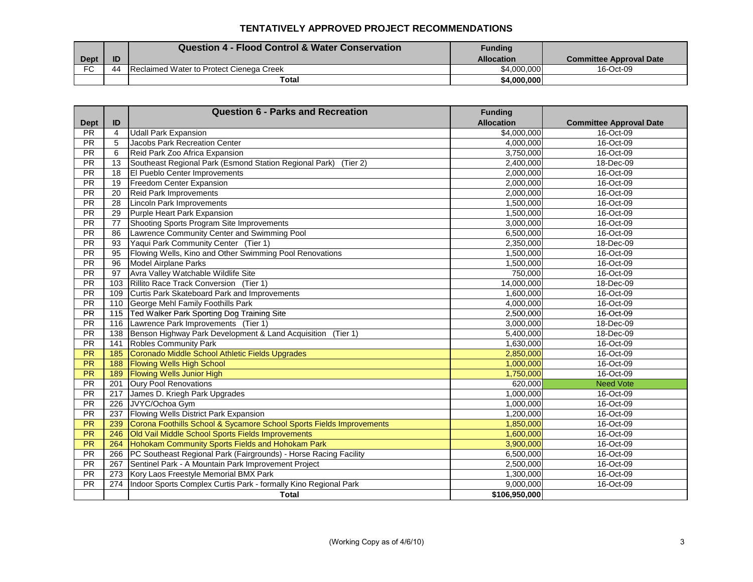# TENTATIVELY APPROVED PROJECT RECOMMENDATIONS

| Dept | ID | Question 4 - Flood Control & Water Conservation | Funding Allocation | Committee Approval Date |
|---|---|---|---|---|
| FC | 44 | Reclaimed Water to Protect Cienega Creek | $4,000,000 | 16-Oct-09 |
| | | **Total** | **$4,000,000** | |

| Dept | ID | Question 6 - Parks and Recreation | Funding Allocation | Committee Approval Date |
|---|---|---|---|---|
| PR | 4 | Udall Park Expansion | $4,000,000 | 16-Oct-09 |
| PR | 5 | Jacobs Park Recreation Center | 4,000,000 | 16-Oct-09 |
| PR | 6 | Reid Park Zoo Africa Expansion | 3,750,000 | 16-Oct-09 |
| PR | 13 | Southeast Regional Park (Esmond Station Regional Park) (Tier 2) | 2,400,000 | 18-Dec-09 |
| PR | 18 | El Pueblo Center Improvements | 2,000,000 | 16-Oct-09 |
| PR | 19 | Freedom Center Expansion | 2,000,000 | 16-Oct-09 |
| PR | 20 | Reid Park Improvements | 2,000,000 | 16-Oct-09 |
| PR | 28 | Lincoln Park Improvements | 1,500,000 | 16-Oct-09 |
| PR | 29 | Purple Heart Park Expansion | 1,500,000 | 16-Oct-09 |
| PR | 77 | Shooting Sports Program Site Improvements | 3,000,000 | 16-Oct-09 |
| PR | 86 | Lawrence Community Center and Swimming Pool | 6,500,000 | 16-Oct-09 |
| PR | 93 | Yaqui Park Community Center (Tier 1) | 2,350,000 | 18-Dec-09 |
| PR | 95 | Flowing Wells, Kino and Other Swimming Pool Renovations | 1,500,000 | 16-Oct-09 |
| PR | 96 | Model Airplane Parks | 1,500,000 | 16-Oct-09 |
| PR | 97 | Avra Valley Watchable Wildlife Site | 750,000 | 16-Oct-09 |
| PR | 103 | Rillito Race Track Conversion (Tier 1) | 14,000,000 | 18-Dec-09 |
| PR | 109 | Curtis Park Skateboard Park and Improvements | 1,600,000 | 16-Oct-09 |
| PR | 110 | George Mehl Family Foothills Park | 4,000,000 | 16-Oct-09 |
| PR | 115 | Ted Walker Park Sporting Dog Training Site | 2,500,000 | 16-Oct-09 |
| PR | 116 | Lawrence Park Improvements (Tier 1) | 3,000,000 | 18-Dec-09 |
| PR | 138 | Benson Highway Park Development & Land Acquisition (Tier 1) | 5,400,000 | 18-Dec-09 |
| PR | 141 | Robles Community Park | 1,630,000 | 16-Oct-09 |
| PR | 185 | Coronado Middle School Athletic Fields Upgrades | 2,850,000 | 16-Oct-09 |
| PR | 188 | Flowing Wells High School | 1,000,000 | 16-Oct-09 |
| PR | 189 | Flowing Wells Junior High | 1,750,000 | 16-Oct-09 |
| PR | 201 | Oury Pool Renovations | 620,000 | Need Vote |
| PR | 217 | James D. Kriegh Park Upgrades | 1,000,000 | 16-Oct-09 |
| PR | 226 | JVYC/Ochoa Gym | 1,000,000 | 16-Oct-09 |
| PR | 237 | Flowing Wells District Park Expansion | 1,200,000 | 16-Oct-09 |
| PR | 239 | Corona Foothills School & Sycamore School Sports Fields Improvements | 1,850,000 | 16-Oct-09 |
| PR | 246 | Old Vail Middle School Sports Fields Improvements | 1,600,000 | 16-Oct-09 |
| PR | 264 | Hohokam Community Sports Fields and Hohokam Park | 3,900,000 | 16-Oct-09 |
| PR | 266 | PC Southeast Regional Park (Fairgrounds) - Horse Racing Facility | 6,500,000 | 16-Oct-09 |
| PR | 267 | Sentinel Park - A Mountain Park Improvement Project | 2,500,000 | 16-Oct-09 |
| PR | 273 | Kory Laos Freestyle Memorial BMX Park | 1,300,000 | 16-Oct-09 |
| PR | 274 | Indoor Sports Complex Curtis Park - formally Kino Regional Park | 9,000,000 | 16-Oct-09 |
| | | **Total** | **$106,950,000** | |

(Working Copy as of 4/6/10)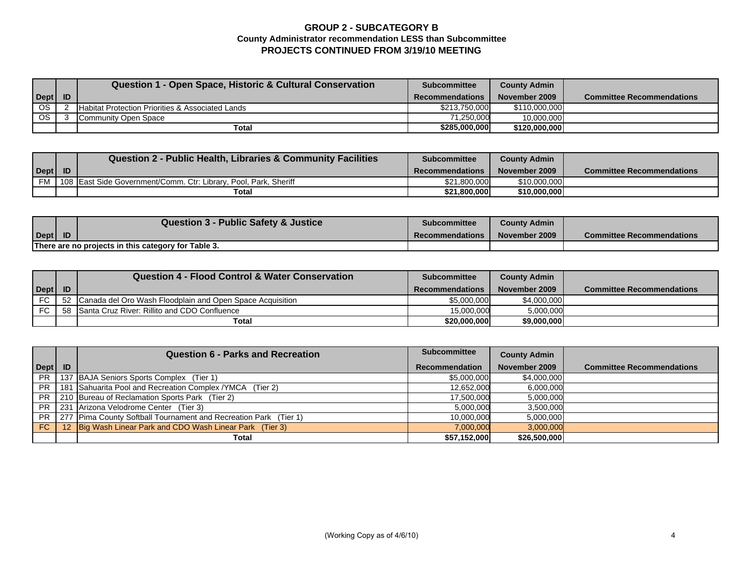# GROUP 2 - SUBCATEGORY B

## County Administrator recommendation LESS than Subcommittee

## PROJECTS CONTINUED FROM 3/19/10 MEETING

| Dept | ID | Question 1 - Open Space, Historic & Cultural Conservation | Subcommittee Recommendations | County Admin November 2009 | Committee Recommendations |
|---|---|---|---|---|---|
| OS | 2 | Habitat Protection Priorities & Associated Lands | $213,750,000 | $110,000,000 | |
| OS | 3 | Community Open Space | 71,250,000 | 10,000,000 | |
| | | **Total** | **$285,000,000** | **$120,000,000** | |

| Dept | ID | Question 2 - Public Health, Libraries & Community Facilities | Subcommittee Recommendations | County Admin November 2009 | Committee Recommendations |
|---|---|---|---|---|---|
| FM | 108 | East Side Government/Comm. Ctr: Library, Pool, Park, Sheriff | $21,800,000 | $10,000,000 | |
| | | **Total** | **$21,800,000** | **$10,000,000** | |

| Dept | ID | Question 3 - Public Safety & Justice | Subcommittee Recommendations | County Admin November 2009 | Committee Recommendations |
|---|---|---|---|---|---|
| **There are no projects in this category for Table 3.** | | | | | |

| Dept | ID | Question 4 - Flood Control & Water Conservation | Subcommittee Recommendations | County Admin November 2009 | Committee Recommendations |
|---|---|---|---|---|---|
| FC | 52 | Canada del Oro Wash Floodplain and Open Space Acquisition | $5,000,000 | $4,000,000 | |
| FC | 58 | Santa Cruz River: Rillito and CDO Confluence | 15,000,000 | 5,000,000 | |
| | | **Total** | **$20,000,000** | **$9,000,000** | |

| Dept | ID | Question 6 - Parks and Recreation | Subcommittee Recommendation | County Admin November 2009 | Committee Recommendations |
|---|---|---|---|---|---|
| PR | 137 | BAJA Seniors Sports Complex (Tier 1) | $5,000,000 | $4,000,000 | |
| PR | 181 | Sahuarita Pool and Recreation Complex /YMCA (Tier 2) | 12,652,000 | 6,000,000 | |
| PR | 210 | Bureau of Reclamation Sports Park (Tier 2) | 17,500,000 | 5,000,000 | |
| PR | 231 | Arizona Velodrome Center (Tier 3) | 5,000,000 | 3,500,000 | |
| PR | 277 | Pima County Softball Tournament and Recreation Park (Tier 1) | 10,000,000 | 5,000,000 | |
| FC | 12 | Big Wash Linear Park and CDO Wash Linear Park (Tier 3) | 7,000,000 | 3,000,000 | |
| | | **Total** | **$57,152,000** | **$26,500,000** | |

(Working Copy as of 4/6/10)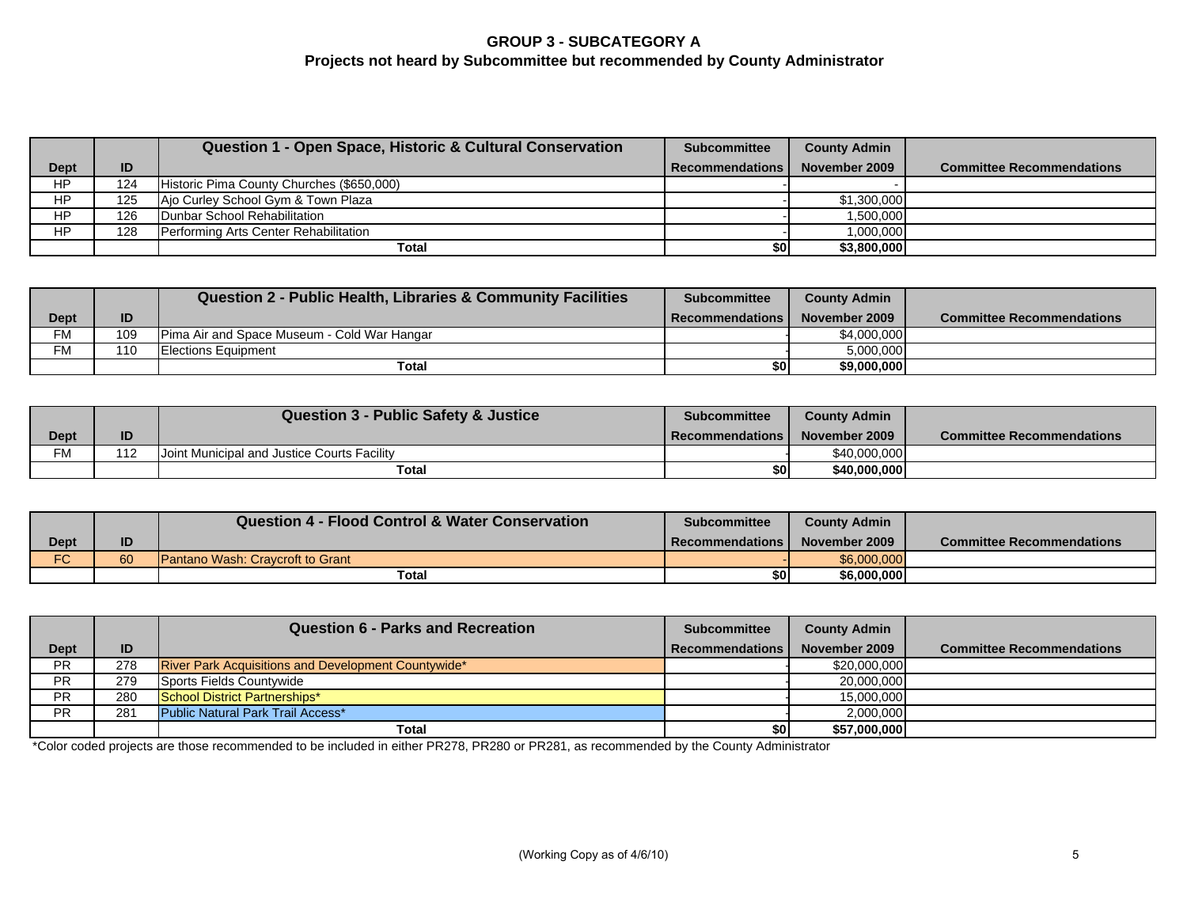# GROUP 3 - SUBCATEGORY A

## Projects not heard by Subcommittee but recommended by County Administrator

| Dept | ID | Question 1 - Open Space, Historic & Cultural Conservation | Subcommittee Recommendations | County Admin November 2009 | Committee Recommendations |
|---|---|---|---|---|---|
| HP | 124 | Historic Pima County Churches ($650,000) | - | - | |
| HP | 125 | Ajo Curley School Gym & Town Plaza | - | $1,300,000 | |
| HP | 126 | Dunbar School Rehabilitation | - | 1,500,000 | |
| HP | 128 | Performing Arts Center Rehabilitation | - | 1,000,000 | |
| | | **Total** | **$0** | **$3,800,000** | |

| Dept | ID | Question 2 - Public Health, Libraries & Community Facilities | Subcommittee Recommendations | County Admin November 2009 | Committee Recommendations |
|---|---|---|---|---|---|
| FM | 109 | Pima Air and Space Museum - Cold War Hangar | - | $4,000,000 | |
| FM | 110 | Elections Equipment | - | 5,000,000 | |
| | | **Total** | **$0** | **$9,000,000** | |

| Dept | ID | Question 3 - Public Safety & Justice | Subcommittee Recommendations | County Admin November 2009 | Committee Recommendations |
|---|---|---|---|---|---|
| FM | 112 | Joint Municipal and Justice Courts Facility | - | $40,000,000 | |
| | | **Total** | **$0** | **$40,000,000** | |

| Dept | ID | Question 4 - Flood Control & Water Conservation | Subcommittee Recommendations | County Admin November 2009 | Committee Recommendations |
|---|---|---|---|---|---|
| FC | 60 | Pantano Wash: Craycroft to Grant | - | $6,000,000 | |
| | | **Total** | **$0** | **$6,000,000** | |

| Dept | ID | Question 6 - Parks and Recreation | Subcommittee Recommendations | County Admin November 2009 | Committee Recommendations |
|---|---|---|---|---|---|
| PR | 278 | River Park Acquisitions and Development Countywide* | - | $20,000,000 | |
| PR | 279 | Sports Fields Countywide | - | 20,000,000 | |
| PR | 280 | School District Partnerships* | - | 15,000,000 | |
| PR | 281 | Public Natural Park Trail Access* | - | 2,000,000 | |
| | | **Total** | **$0** | **$57,000,000** | |

*Color coded projects are those recommended to be included in either PR278, PR280 or PR281, as recommended by the County Administrator

(Working Copy as of 4/6/10)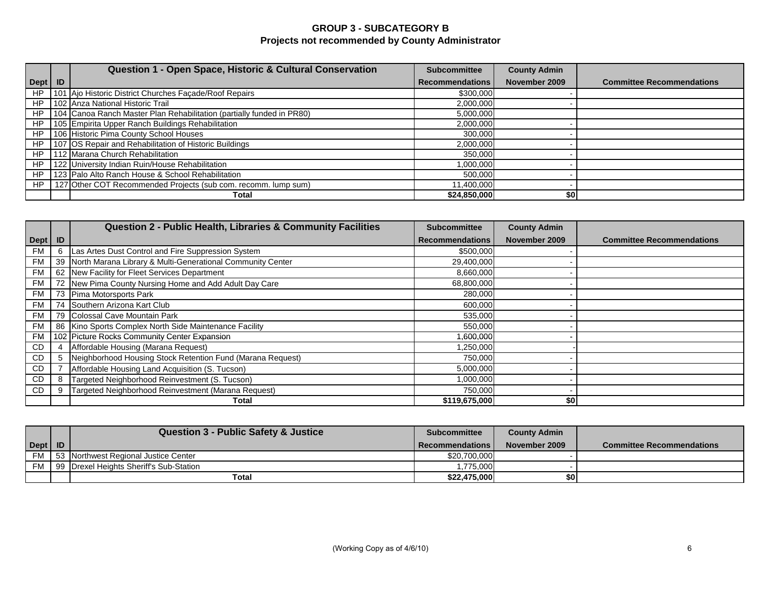## GROUP 3 - SUBCATEGORY B
### Projects not recommended by County Administrator

| Dept | ID | Question 1 - Open Space, Historic & Cultural Conservation | Subcommittee Recommendations | County Admin November 2009 | Committee Recommendations |
|---|---|---|---|---|---|
| HP | 101 | Ajo Historic District Churches Façade/Roof Repairs | $300,000 | - | |
| HP | 102 | Anza National Historic Trail | 2,000,000 | - | |
| HP | 104 | Canoa Ranch Master Plan Rehabilitation (partially funded in PR80) | 5,000,000 | | |
| HP | 105 | Empirita Upper Ranch Buildings Rehabilitation | 2,000,000 | - | |
| HP | 106 | Historic Pima County School Houses | 300,000 | - | |
| HP | 107 | OS Repair and Rehabilitation of Historic Buildings | 2,000,000 | - | |
| HP | 112 | Marana Church Rehabilitation | 350,000 | - | |
| HP | 122 | University Indian Ruin/House Rehabilitation | 1,000,000 | - | |
| HP | 123 | Palo Alto Ranch House & School Rehabilitation | 500,000 | - | |
| HP | 127 | Other COT Recommended Projects (sub com. recomm. lump sum) | 11,400,000 | - | |
| | | **Total** | **$24,850,000** | **$0** | |

| Dept | ID | Question 2 - Public Health, Libraries & Community Facilities | Subcommittee Recommendations | County Admin November 2009 | Committee Recommendations |
|---|---|---|---|---|---|
| FM | 6 | Las Artes Dust Control and Fire Suppression System | $500,000 | - | |
| FM | 39 | North Marana Library & Multi-Generational Community Center | 29,400,000 | - | |
| FM | 62 | New Facility for Fleet Services Department | 8,660,000 | - | |
| FM | 72 | New Pima County Nursing Home and Add Adult Day Care | 68,800,000 | - | |
| FM | 73 | Pima Motorsports Park | 280,000 | - | |
| FM | 74 | Southern Arizona Kart Club | 600,000 | - | |
| FM | 79 | Colossal Cave Mountain Park | 535,000 | - | |
| FM | 86 | Kino Sports Complex North Side Maintenance Facility | 550,000 | - | |
| FM | 102 | Picture Rocks Community Center Expansion | 1,600,000 | - | |
| CD | 4 | Affordable Housing (Marana Request) | 1,250,000 | - | |
| CD | 5 | Neighborhood Housing Stock Retention Fund (Marana Request) | 750,000 | - | |
| CD | 7 | Affordable Housing Land Acquisition (S. Tucson) | 5,000,000 | - | |
| CD | 8 | Targeted Neighborhood Reinvestment (S. Tucson) | 1,000,000 | - | |
| CD | 9 | Targeted Neighborhood Reinvestment (Marana Request) | 750,000 | - | |
| | | **Total** | **$119,675,000** | **$0** | |

| Dept | ID | Question 3 - Public Safety & Justice | Subcommittee Recommendations | County Admin November 2009 | Committee Recommendations |
|---|---|---|---|---|---|
| FM | 53 | Northwest Regional Justice Center | $20,700,000 | - | |
| FM | 99 | Drexel Heights Sheriff's Sub-Station | 1,775,000 | - | |
| | | **Total** | **$22,475,000** | **$0** | |

(Working Copy as of 4/6/10)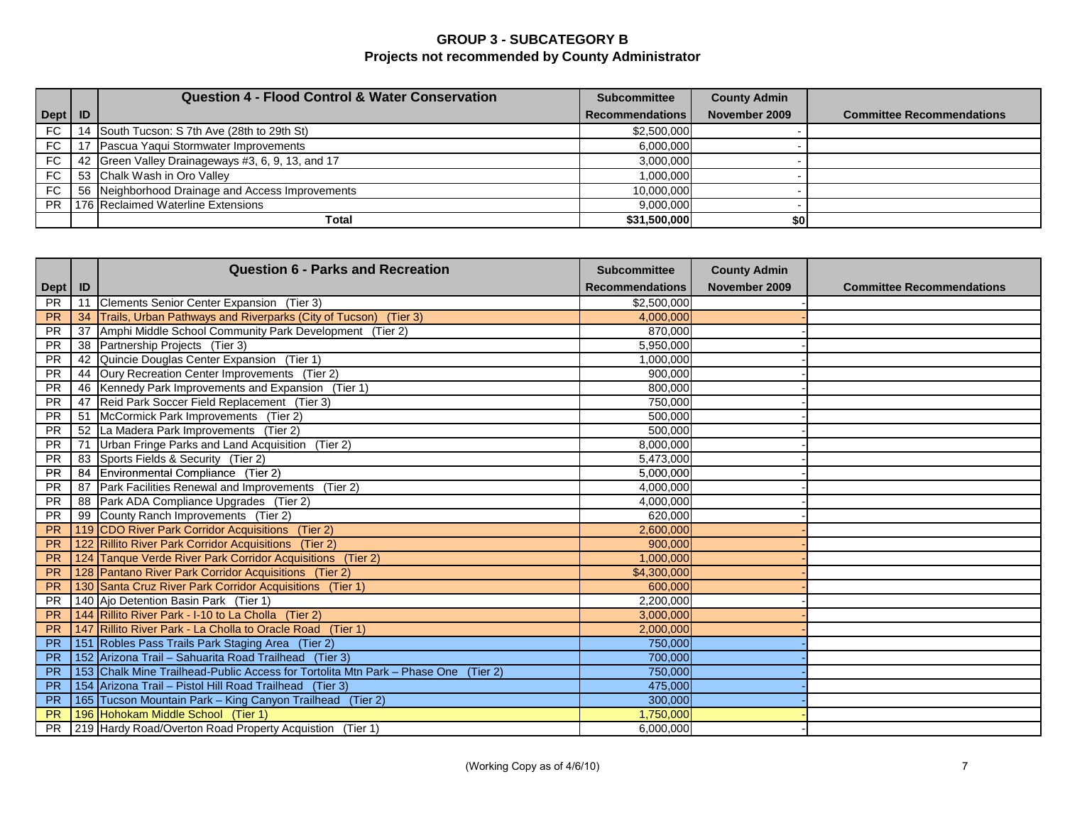# GROUP 3 - SUBCATEGORY B
## Projects not recommended by County Administrator

| Dept | ID | Question 4 - Flood Control & Water Conservation | Subcommittee Recommendations | County Admin November 2009 | Committee Recommendations |
|---|---|---|---|---|---|
| FC | 14 | South Tucson: S 7th Ave (28th to 29th St) | $2,500,000 | - | |
| FC | 17 | Pascua Yaqui Stormwater Improvements | 6,000,000 | - | |
| FC | 42 | Green Valley Drainageways #3, 6, 9, 13, and 17 | 3,000,000 | - | |
| FC | 53 | Chalk Wash in Oro Valley | 1,000,000 | - | |
| FC | 56 | Neighborhood Drainage and Access Improvements | 10,000,000 | - | |
| PR | 176 | Reclaimed Waterline Extensions | 9,000,000 | - | |
| | | **Total** | **$31,500,000** | **$0** | |

| Dept | ID | Question 6 - Parks and Recreation | Subcommittee Recommendations | County Admin November 2009 | Committee Recommendations |
|---|---|---|---|---|---|
| PR | 11 | Clements Senior Center Expansion (Tier 3) | $2,500,000 | - | |
| PR | 34 | Trails, Urban Pathways and Riverparks (City of Tucson) (Tier 3) | 4,000,000 | - | |
| PR | 37 | Amphi Middle School Community Park Development (Tier 2) | 870,000 | - | |
| PR | 38 | Partnership Projects (Tier 3) | 5,950,000 | - | |
| PR | 42 | Quincie Douglas Center Expansion (Tier 1) | 1,000,000 | - | |
| PR | 44 | Oury Recreation Center Improvements (Tier 2) | 900,000 | - | |
| PR | 46 | Kennedy Park Improvements and Expansion (Tier 1) | 800,000 | - | |
| PR | 47 | Reid Park Soccer Field Replacement (Tier 3) | 750,000 | - | |
| PR | 51 | McCormick Park Improvements (Tier 2) | 500,000 | - | |
| PR | 52 | La Madera Park Improvements (Tier 2) | 500,000 | - | |
| PR | 71 | Urban Fringe Parks and Land Acquisition (Tier 2) | 8,000,000 | - | |
| PR | 83 | Sports Fields & Security (Tier 2) | 5,473,000 | - | |
| PR | 84 | Environmental Compliance (Tier 2) | 5,000,000 | - | |
| PR | 87 | Park Facilities Renewal and Improvements (Tier 2) | 4,000,000 | - | |
| PR | 88 | Park ADA Compliance Upgrades (Tier 2) | 4,000,000 | - | |
| PR | 99 | County Ranch Improvements (Tier 2) | 620,000 | - | |
| PR | 119 | CDO River Park Corridor Acquisitions (Tier 2) | 2,600,000 | - | |
| PR | 122 | Rillito River Park Corridor Acquisitions (Tier 2) | 900,000 | - | |
| PR | 124 | Tanque Verde River Park Corridor Acquisitions (Tier 2) | 1,000,000 | - | |
| PR | 128 | Pantano River Park Corridor Acquisitions (Tier 2) | $4,300,000 | - | |
| PR | 130 | Santa Cruz River Park Corridor Acquisitions (Tier 1) | 600,000 | - | |
| PR | 140 | Ajo Detention Basin Park (Tier 1) | 2,200,000 | - | |
| PR | 144 | Rillito River Park - I-10 to La Cholla (Tier 2) | 3,000,000 | - | |
| PR | 147 | Rillito River Park - La Cholla to Oracle Road (Tier 1) | 2,000,000 | - | |
| PR | 151 | Robles Pass Trails Park Staging Area (Tier 2) | 750,000 | - | |
| PR | 152 | Arizona Trail – Sahuarita Road Trailhead (Tier 3) | 700,000 | - | |
| PR | 153 | Chalk Mine Trailhead-Public Access for Tortolita Mtn Park – Phase One (Tier 2) | 750,000 | - | |
| PR | 154 | Arizona Trail – Pistol Hill Road Trailhead (Tier 3) | 475,000 | - | |
| PR | 165 | Tucson Mountain Park – King Canyon Trailhead (Tier 2) | 300,000 | - | |
| PR | 196 | Hohokam Middle School (Tier 1) | 1,750,000 | - | |
| PR | 219 | Hardy Road/Overton Road Property Acquistion (Tier 1) | 6,000,000 | - | |

(Working Copy as of 4/6/10)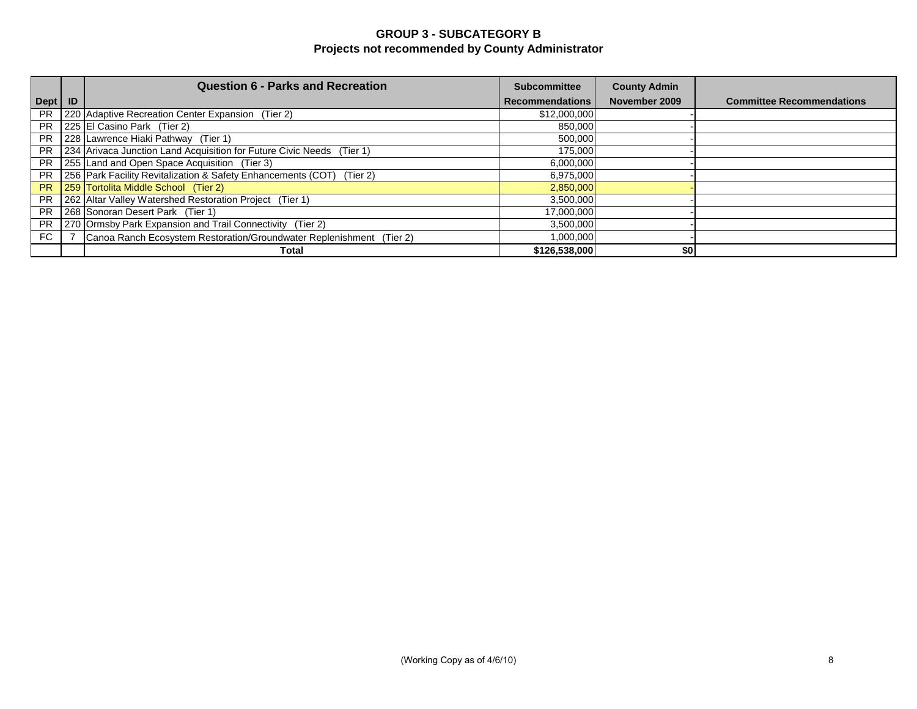**GROUP 3 - SUBCATEGORY B**
**Projects not recommended by County Administrator**

| Dept | ID | Question 6 - Parks and Recreation | Subcommittee Recommendations | County Admin November 2009 | Committee Recommendations |
|---|---|---|---|---|---|
| PR | 220 | Adaptive Recreation Center Expansion (Tier 2) | $12,000,000 | - | |
| PR | 225 | El Casino Park (Tier 2) | 850,000 | - | |
| PR | 228 | Lawrence Hiaki Pathway (Tier 1) | 500,000 | - | |
| PR | 234 | Arivaca Junction Land Acquisition for Future Civic Needs (Tier 1) | 175,000 | - | |
| PR | 255 | Land and Open Space Acquisition (Tier 3) | 6,000,000 | - | |
| PR | 256 | Park Facility Revitalization & Safety Enhancements (COT) (Tier 2) | 6,975,000 | - | |
| PR | 259 | Tortolita Middle School (Tier 2) | 2,850,000 | - | |
| PR | 262 | Altar Valley Watershed Restoration Project (Tier 1) | 3,500,000 | - | |
| PR | 268 | Sonoran Desert Park (Tier 1) | 17,000,000 | - | |
| PR | 270 | Ormsby Park Expansion and Trail Connectivity (Tier 2) | 3,500,000 | - | |
| FC | 7 | Canoa Ranch Ecosystem Restoration/Groundwater Replenishment (Tier 2) | 1,000,000 | - | |
| | | **Total** | **$126,538,000** | **$0** | |

(Working Copy as of 4/6/10)